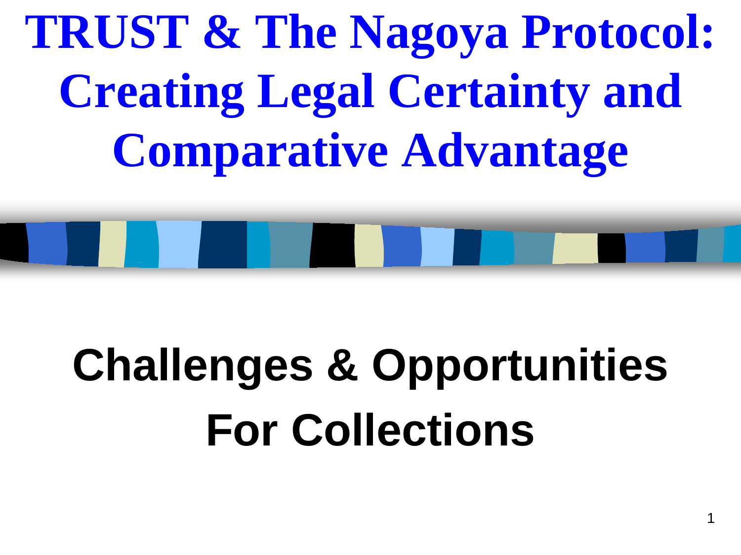# TRUST & The Nagoya Protocol: Creating Legal Certainty and Comparative Advantage

## Challenges & Opportunities For Collections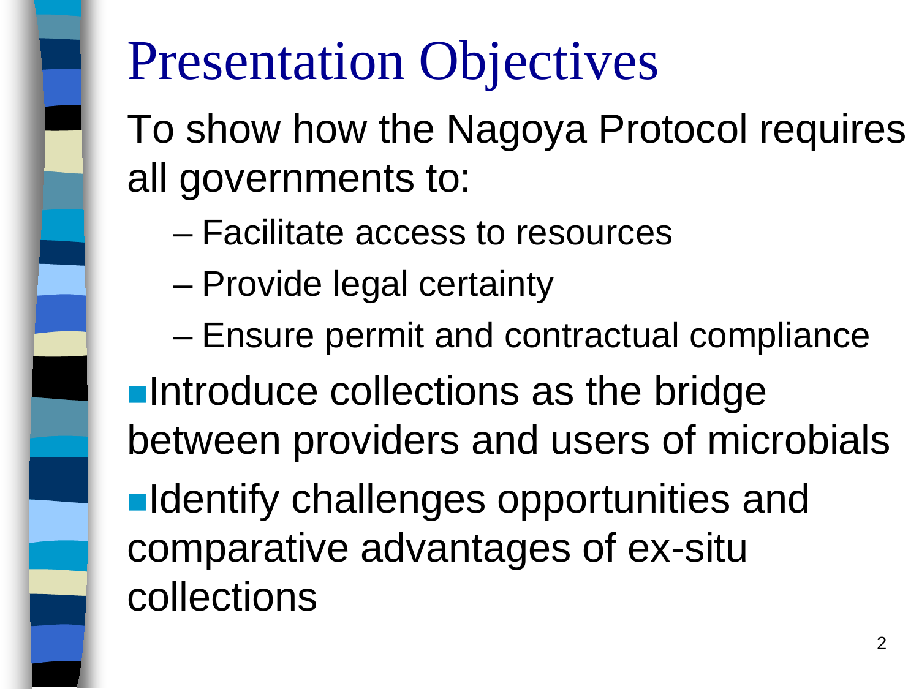# Presentation Objectives

To show how the Nagoya Protocol requires all governments to:

- Facilitate access to resources
- Provide legal certainty
- Ensure permit and contractual compliance

- Introduce collections as the bridge between providers and users of microbials
- Identify challenges opportunities and comparative advantages of ex-situ collections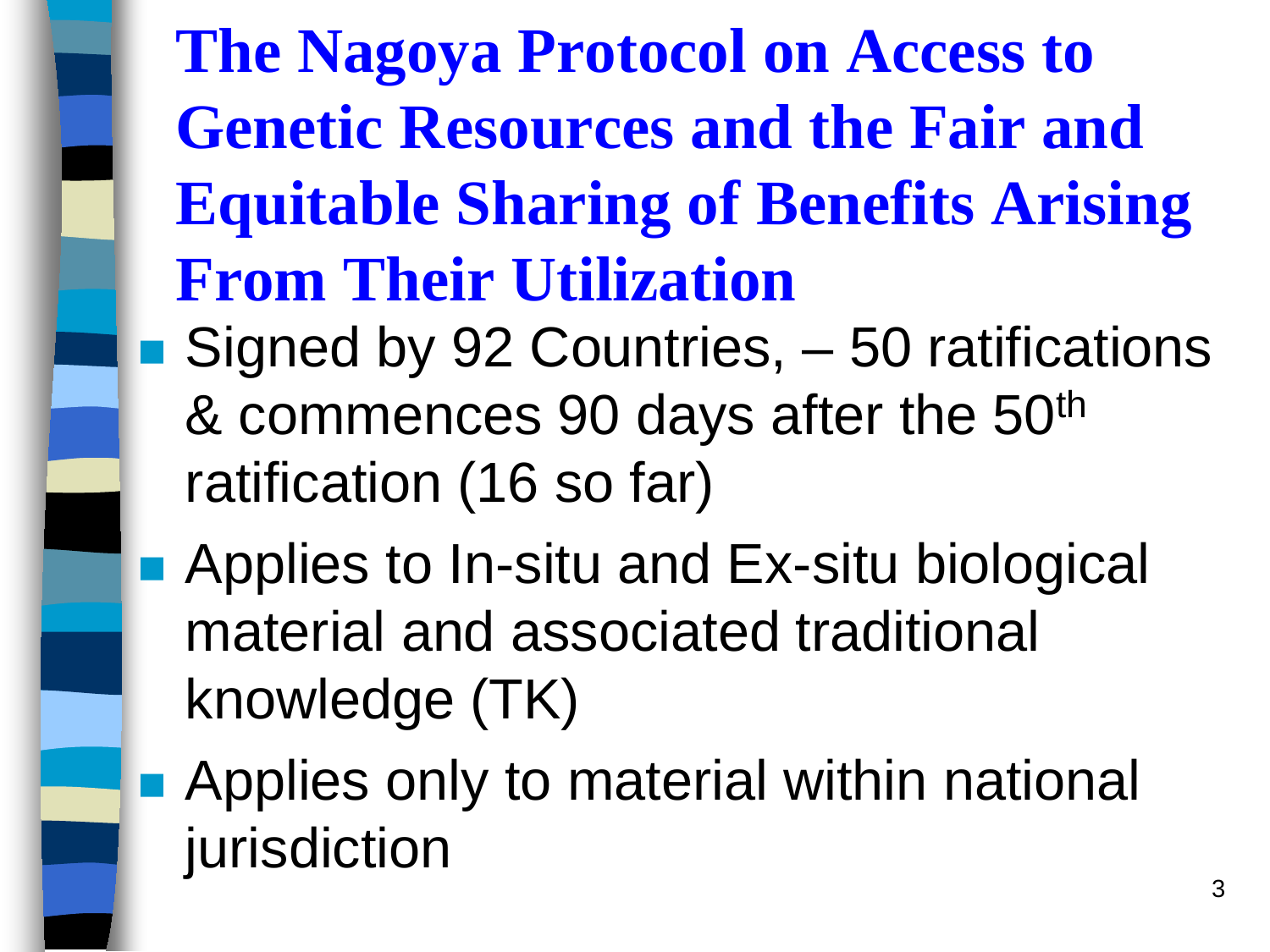# The Nagoya Protocol on Access to Genetic Resources and the Fair and Equitable Sharing of Benefits Arising From Their Utilization

- Signed by 92 Countries, – 50 ratifications & commences 90 days after the 50th ratification (16 so far)
- Applies to In-situ and Ex-situ biological material and associated traditional knowledge (TK)
- Applies only to material within national jurisdiction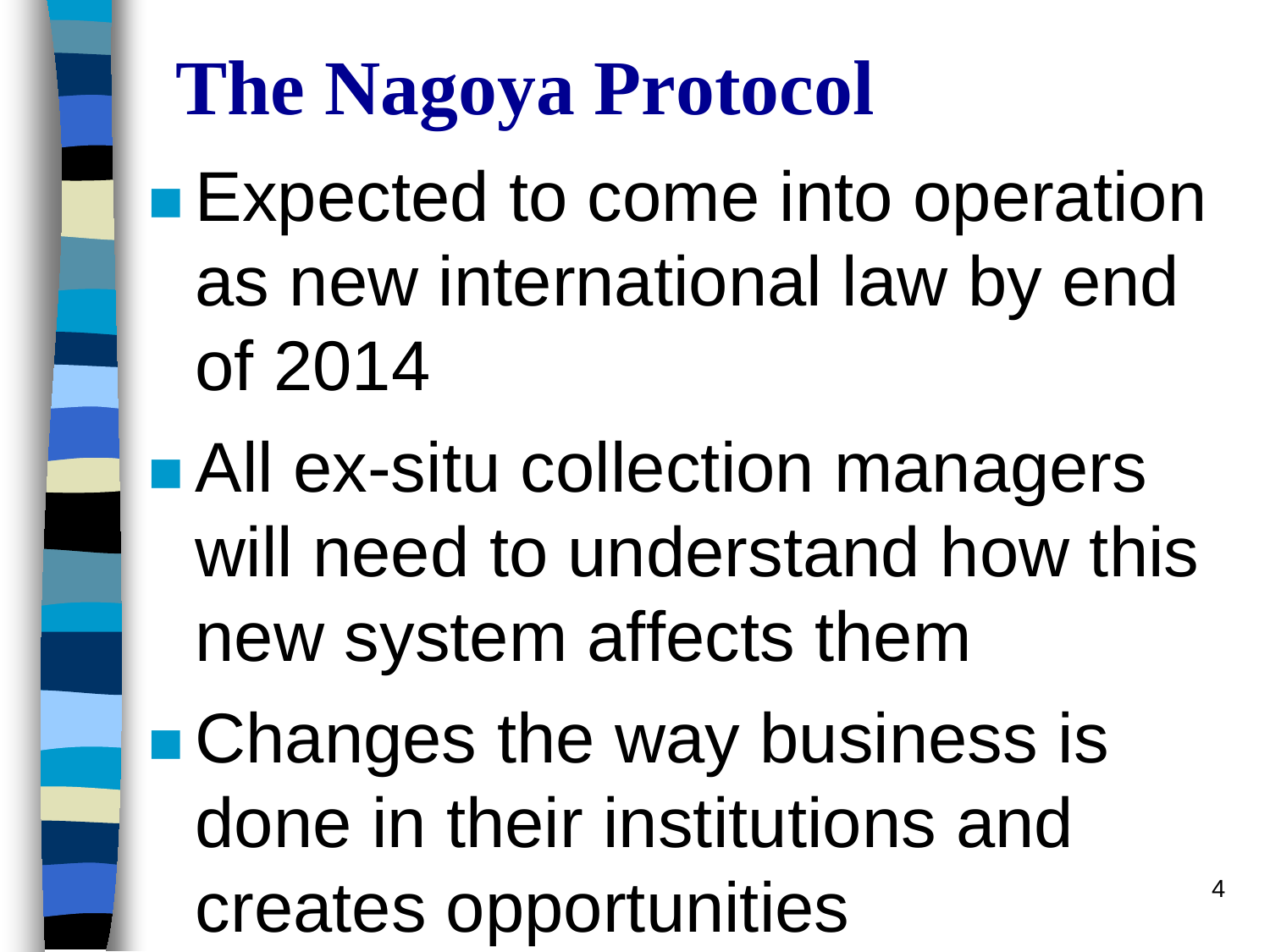# The Nagoya Protocol

- Expected to come into operation as new international law by end of 2014
- All ex-situ collection managers will need to understand how this new system affects them
- Changes the way business is done in their institutions and creates opportunities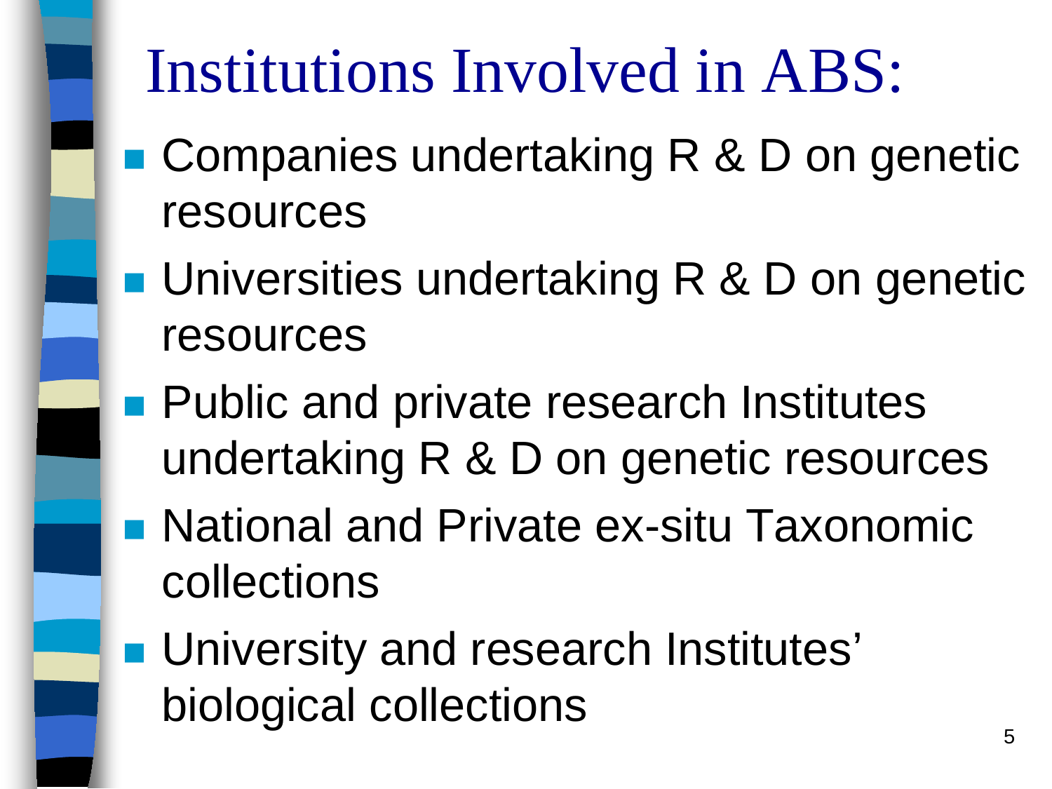# Institutions Involved in ABS:

- Companies undertaking R & D on genetic resources
- Universities undertaking R & D on genetic resources
- Public and private research Institutes undertaking R & D on genetic resources
- National and Private ex-situ Taxonomic collections
- University and research Institutes' biological collections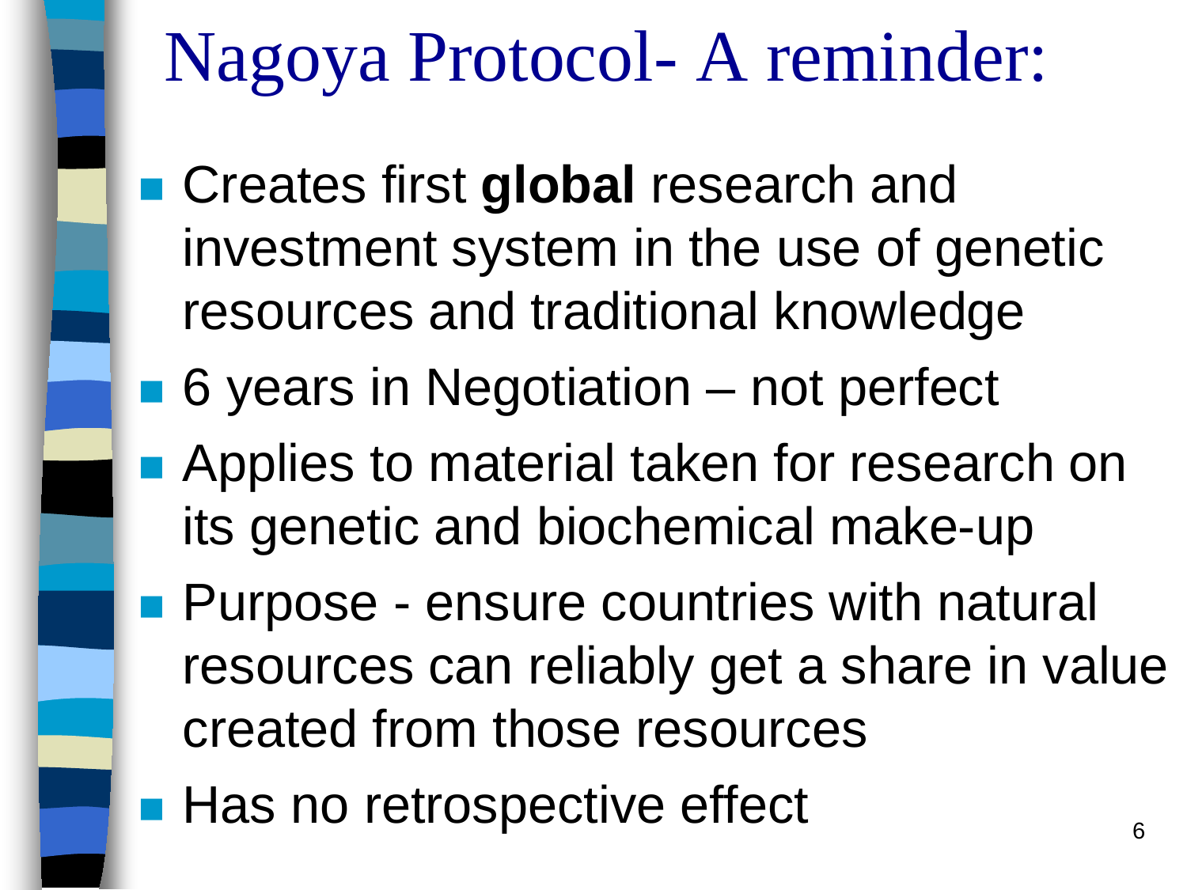# Nagoya Protocol- A reminder:

- Creates first **global** research and investment system in the use of genetic resources and traditional knowledge
- 6 years in Negotiation – not perfect
- Applies to material taken for research on its genetic and biochemical make-up
- Purpose - ensure countries with natural resources can reliably get a share in value created from those resources
- Has no retrospective effect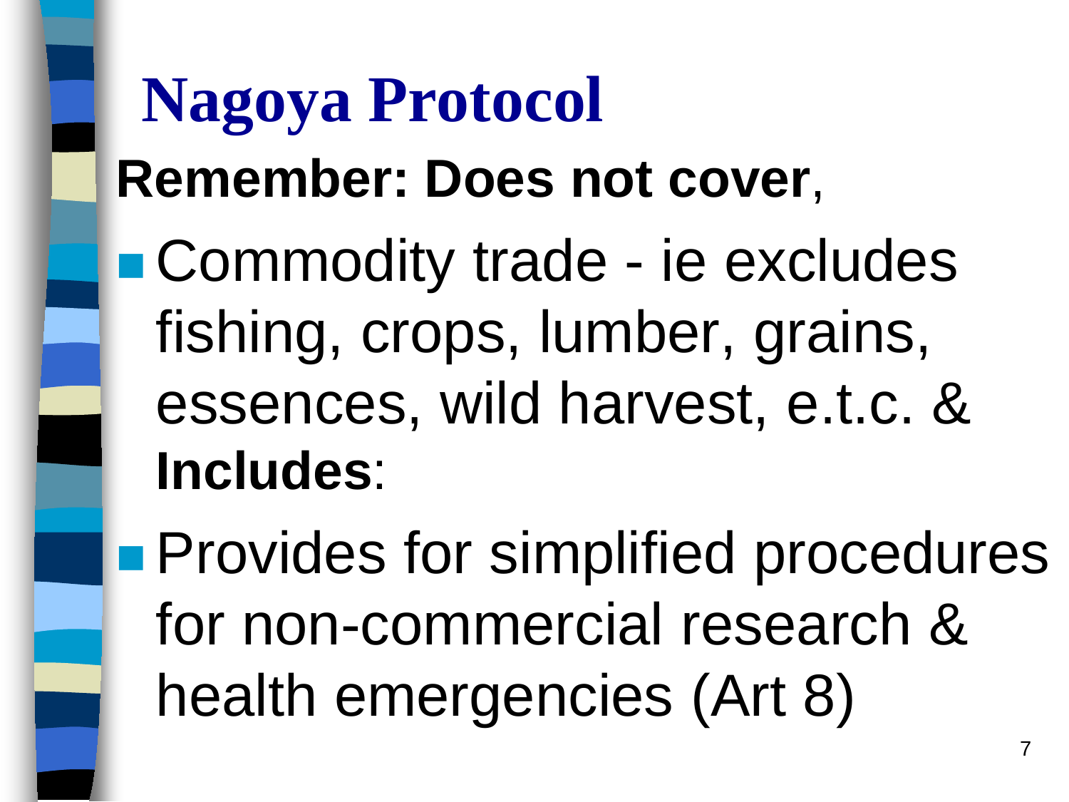# Nagoya Protocol

**Remember: Does not cover**,

- Commodity trade - ie excludes fishing, crops, lumber, grains, essences, wild harvest, e.t.c. & **Includes**:
- Provides for simplified procedures for non-commercial research & health emergencies (Art 8)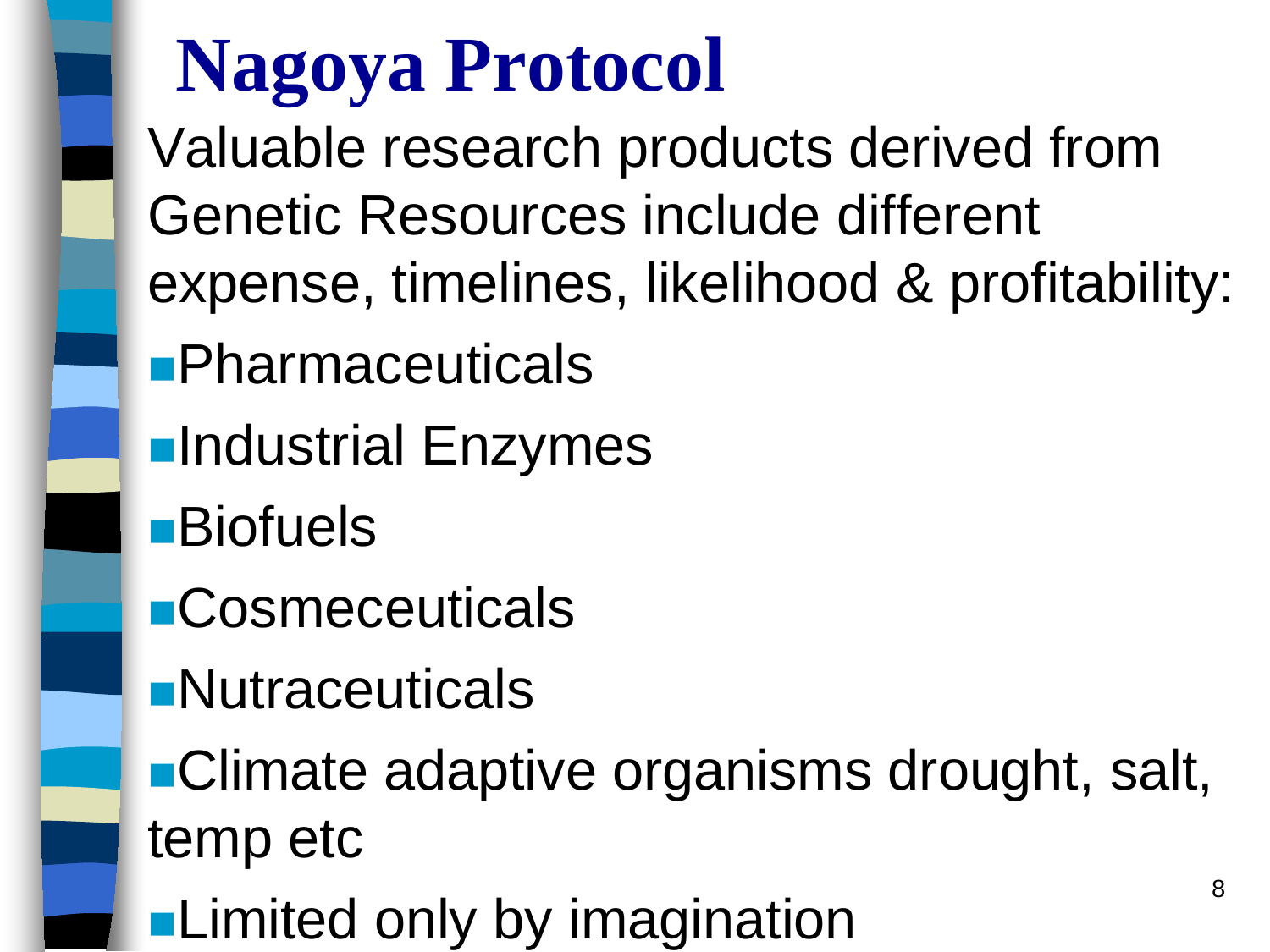# Nagoya Protocol

Valuable research products derived from Genetic Resources include different expense, timelines, likelihood & profitability:

- Pharmaceuticals
- Industrial Enzymes
- Biofuels
- Cosmeceuticals
- Nutraceuticals
- Climate adaptive organisms drought, salt, temp etc
- Limited only by imagination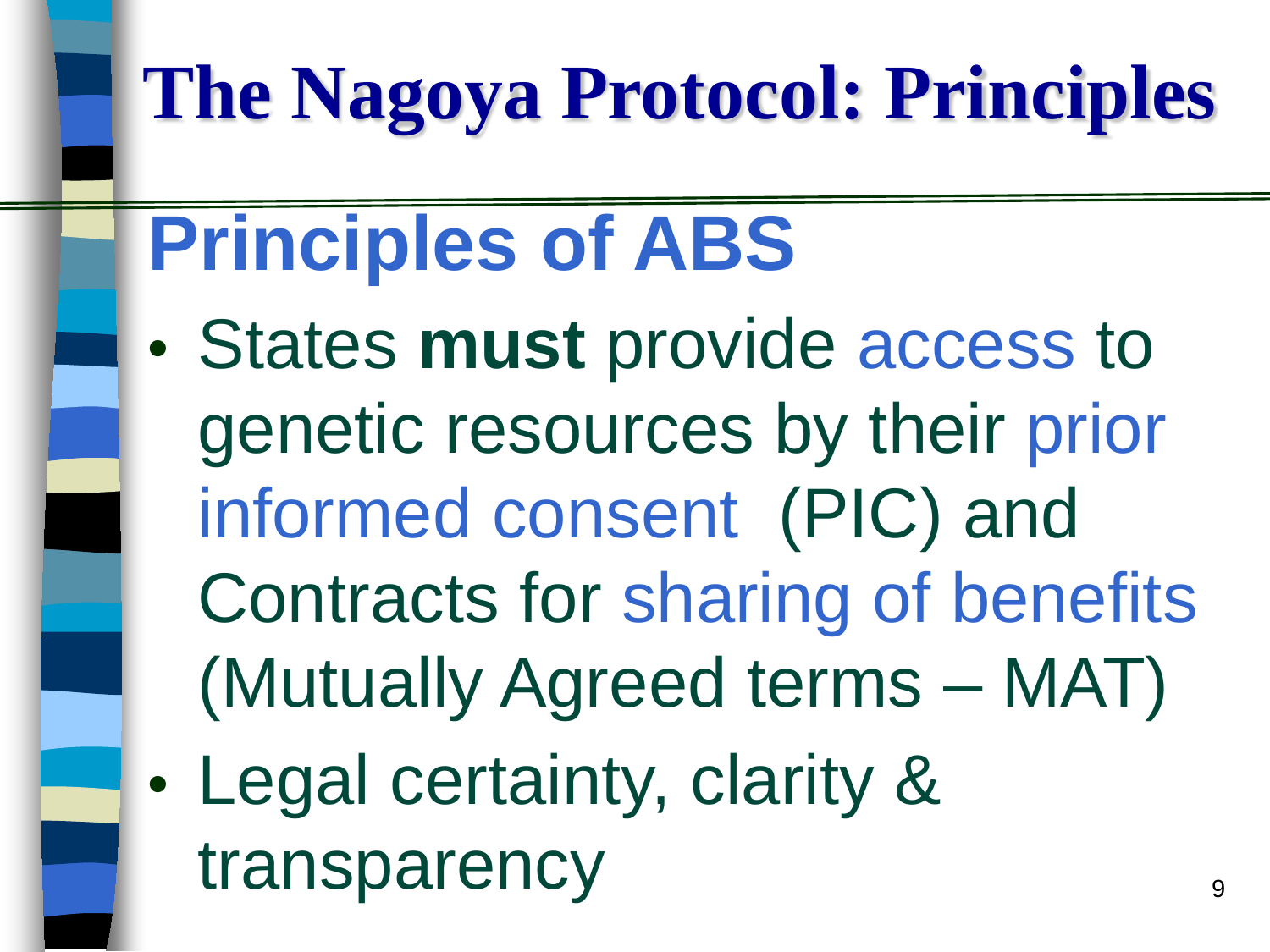# The Nagoya Protocol: Principles

## Principles of ABS

- States **must** provide access to genetic resources by their prior informed consent (PIC) and Contracts for sharing of benefits (Mutually Agreed terms – MAT)
- Legal certainty, clarity & transparency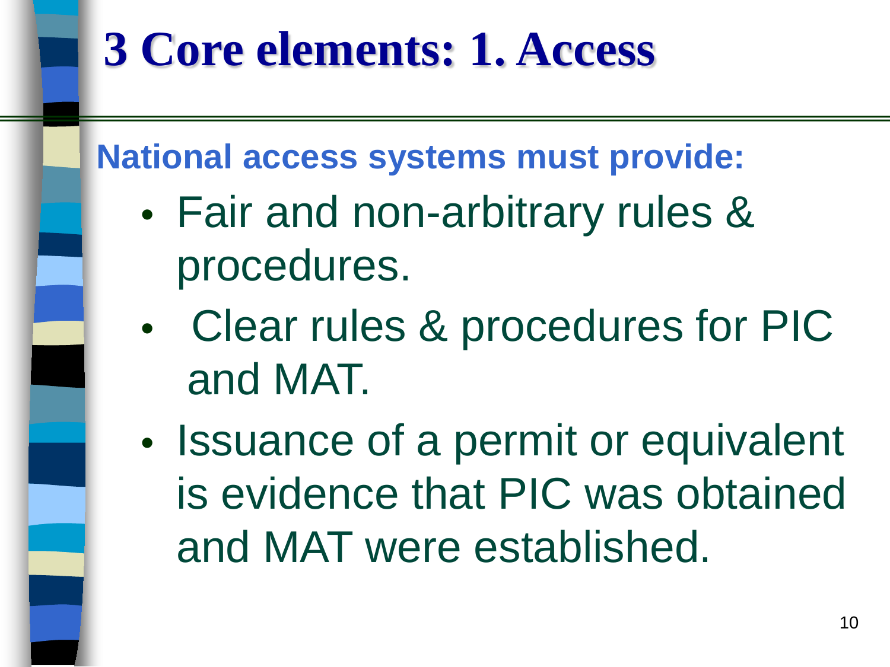# 3 Core elements: 1. Access

**National access systems must provide:**

- Fair and non-arbitrary rules & procedures.
- Clear rules & procedures for PIC and MAT.
- Issuance of a permit or equivalent is evidence that PIC was obtained and MAT were established.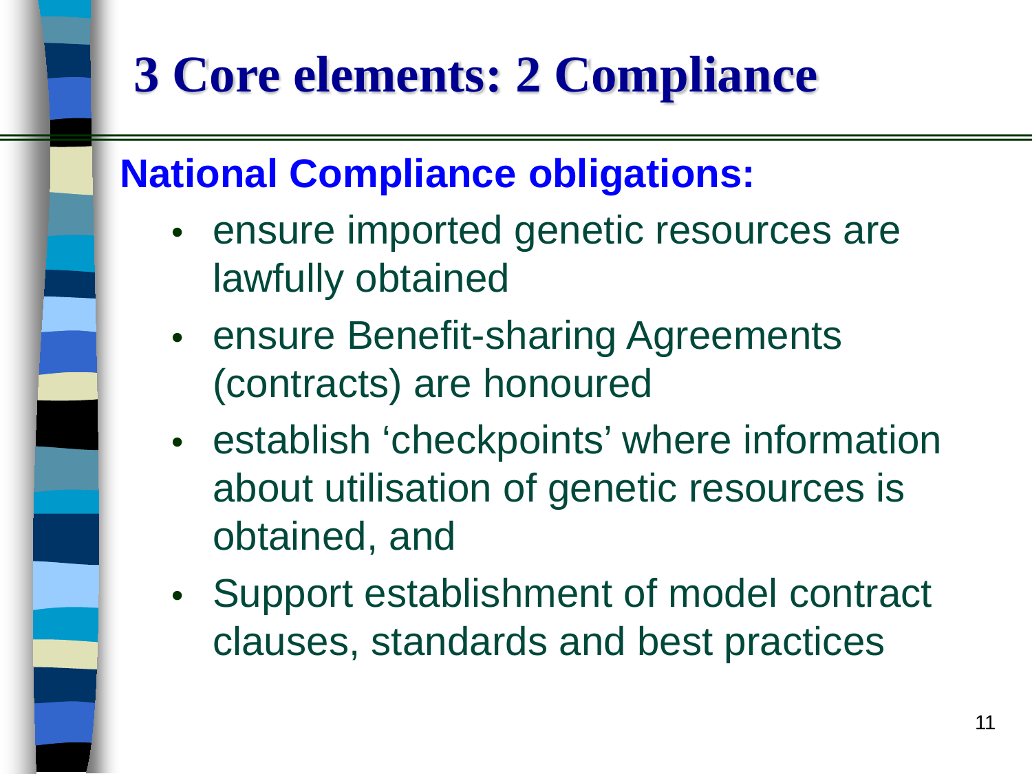# 3 Core elements: 2 Compliance

**National Compliance obligations:**

- ensure imported genetic resources are lawfully obtained
- ensure Benefit-sharing Agreements (contracts) are honoured
- establish 'checkpoints' where information about utilisation of genetic resources is obtained, and
- Support establishment of model contract clauses, standards and best practices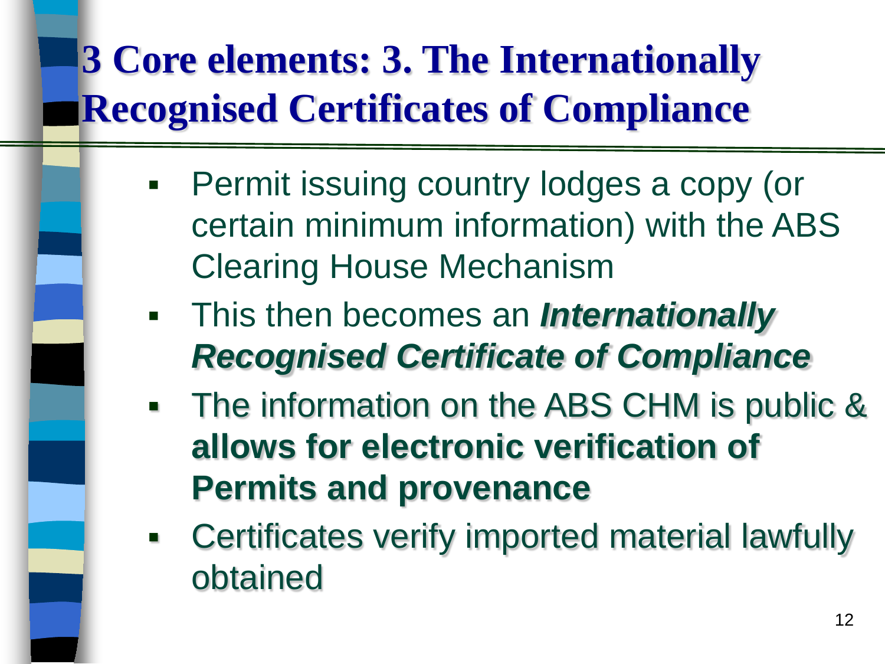# 3 Core elements: 3. The Internationally Recognised Certificates of Compliance

- Permit issuing country lodges a copy (or certain minimum information) with the ABS Clearing House Mechanism
- This then becomes an ***Internationally Recognised Certificate of Compliance***
- The information on the ABS CHM is public & **allows for electronic verification of Permits and provenance**
- Certificates verify imported material lawfully obtained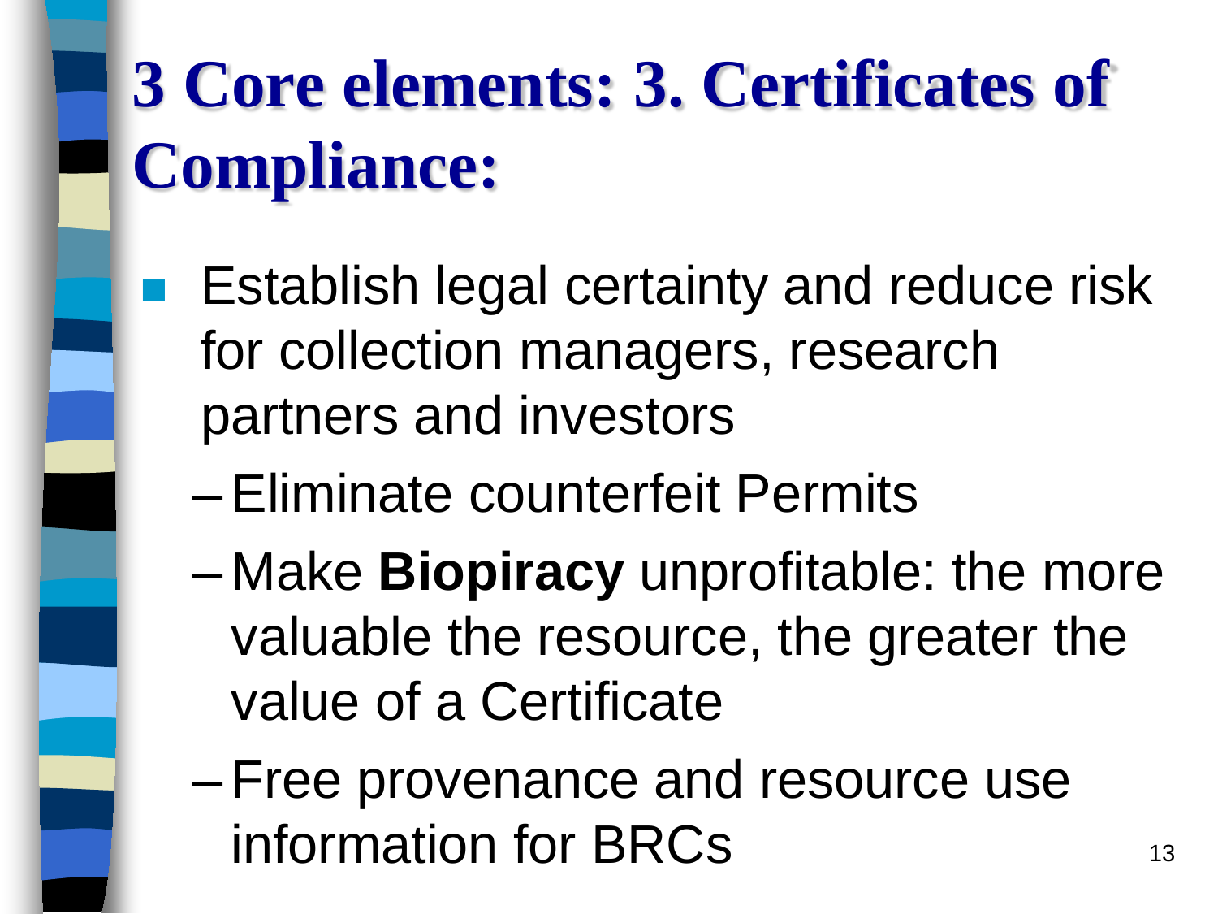# 3 Core elements: 3. Certificates of Compliance:

- Establish legal certainty and reduce risk for collection managers, research partners and investors
  - Eliminate counterfeit Permits
  - Make **Biopiracy** unprofitable: the more valuable the resource, the greater the value of a Certificate
  - Free provenance and resource use information for BRCs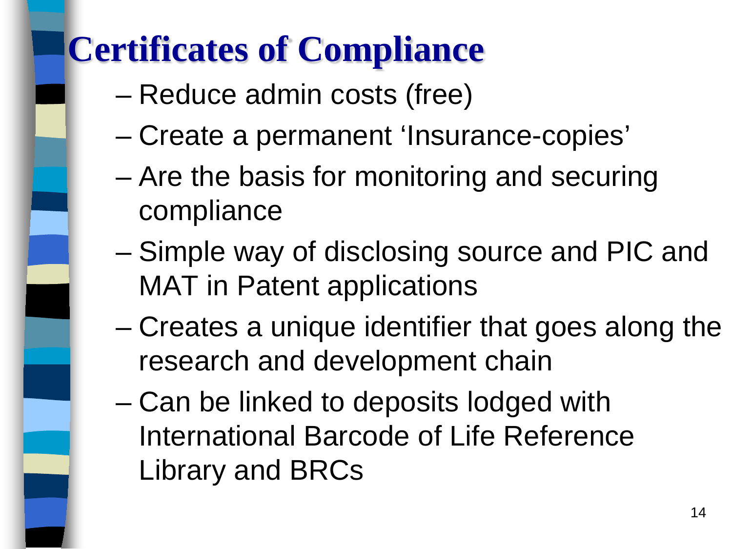# Certificates of Compliance

- Reduce admin costs (free)
- Create a permanent 'Insurance-copies'
- Are the basis for monitoring and securing compliance
- Simple way of disclosing source and PIC and MAT in Patent applications
- Creates a unique identifier that goes along the research and development chain
- Can be linked to deposits lodged with International Barcode of Life Reference Library and BRCs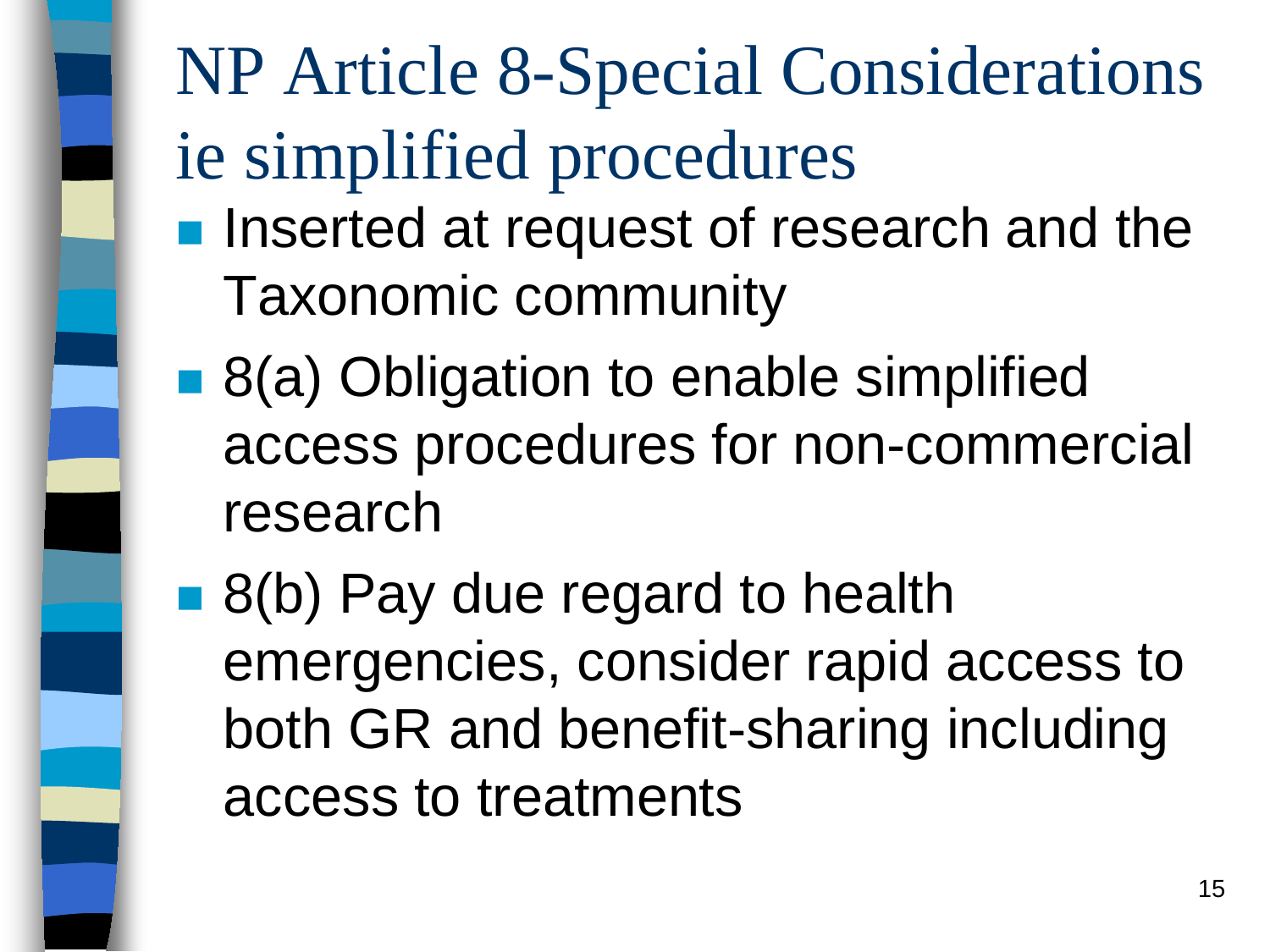# NP Article 8-Special Considerations ie simplified procedures

- Inserted at request of research and the Taxonomic community
- 8(a) Obligation to enable simplified access procedures for non-commercial research
- 8(b) Pay due regard to health emergencies, consider rapid access to both GR and benefit-sharing including access to treatments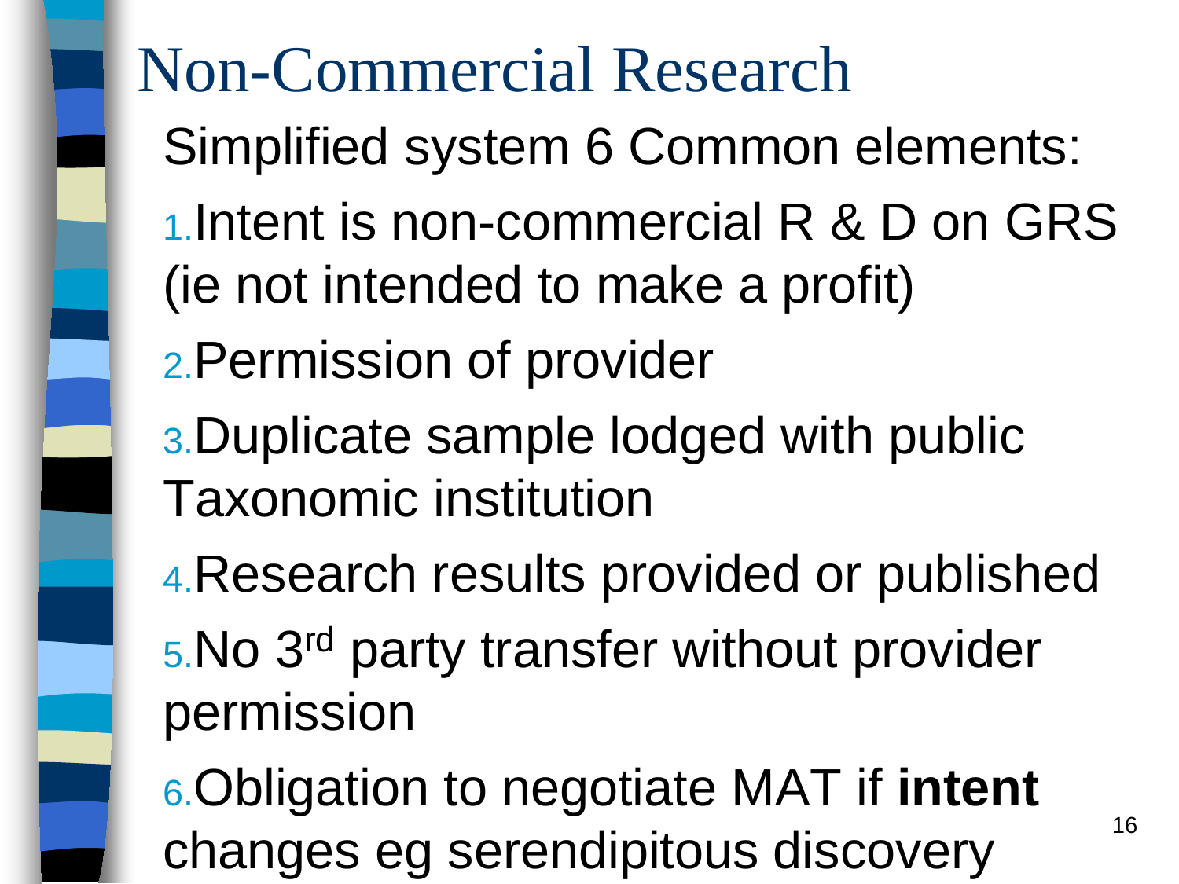# Non-Commercial Research

Simplified system 6 Common elements:

1. Intent is non-commercial R & D on GRS (ie not intended to make a profit)
2. Permission of provider
3. Duplicate sample lodged with public Taxonomic institution
4. Research results provided or published
5. No 3rd party transfer without provider permission
6. Obligation to negotiate MAT if **intent** changes eg serendipitous discovery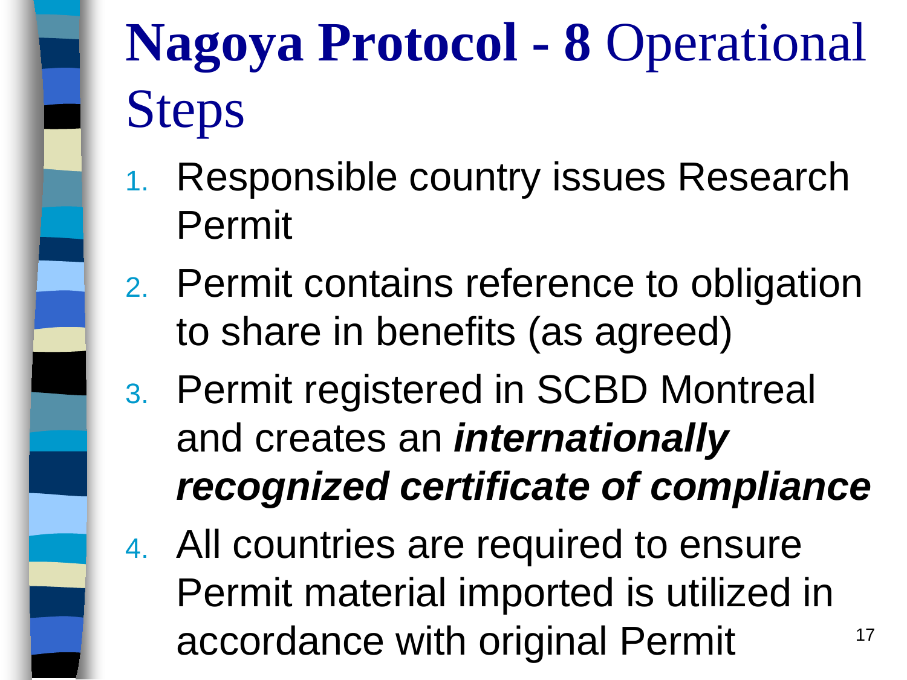# **Nagoya Protocol - 8** Operational Steps

1. Responsible country issues Research Permit
2. Permit contains reference to obligation to share in benefits (as agreed)
3. Permit registered in SCBD Montreal and creates an ***internationally recognized certificate of compliance***
4. All countries are required to ensure Permit material imported is utilized in accordance with original Permit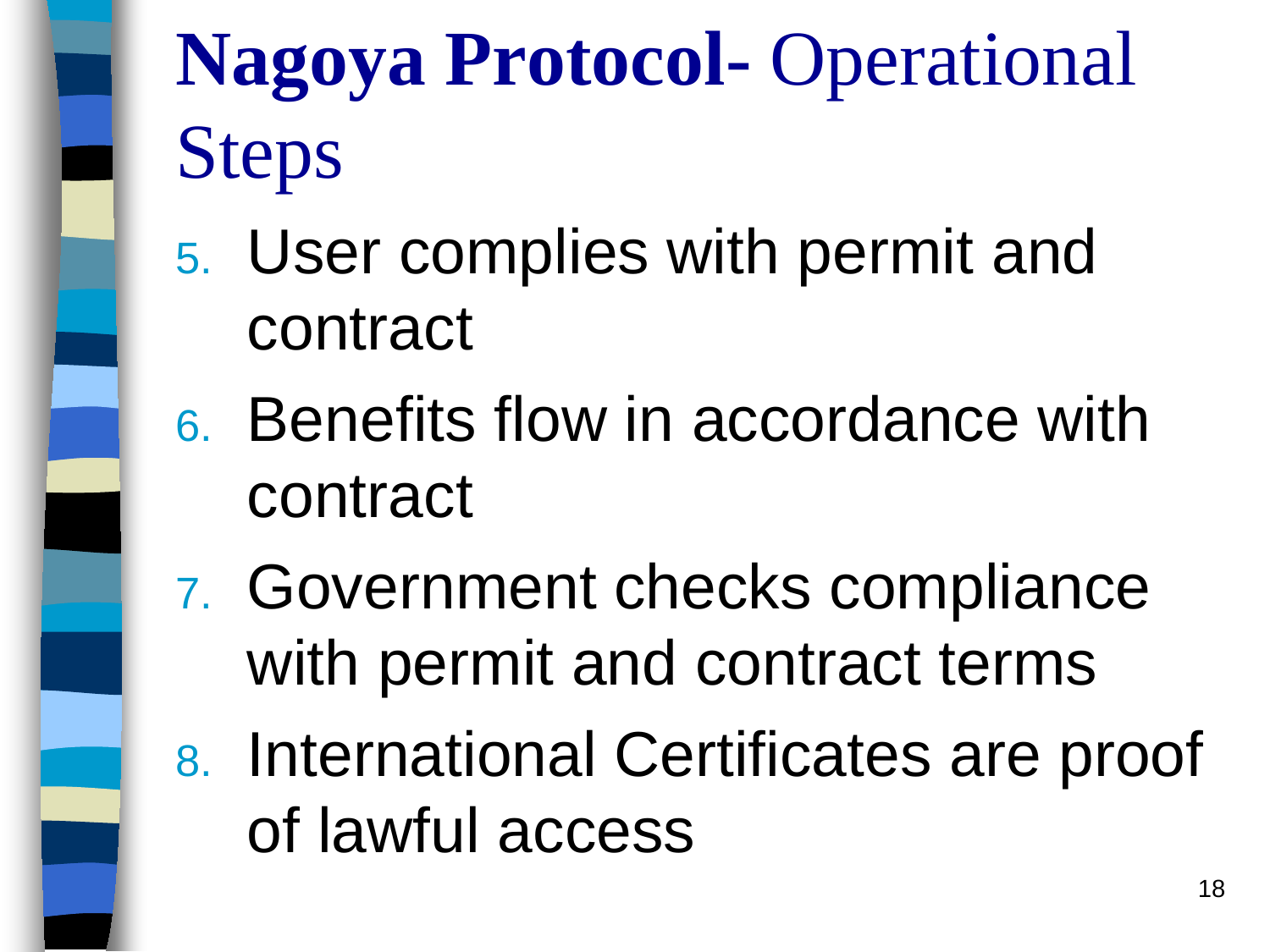# **Nagoya Protocol-** Operational Steps

5. User complies with permit and contract
6. Benefits flow in accordance with contract
7. Government checks compliance with permit and contract terms
8. International Certificates are proof of lawful access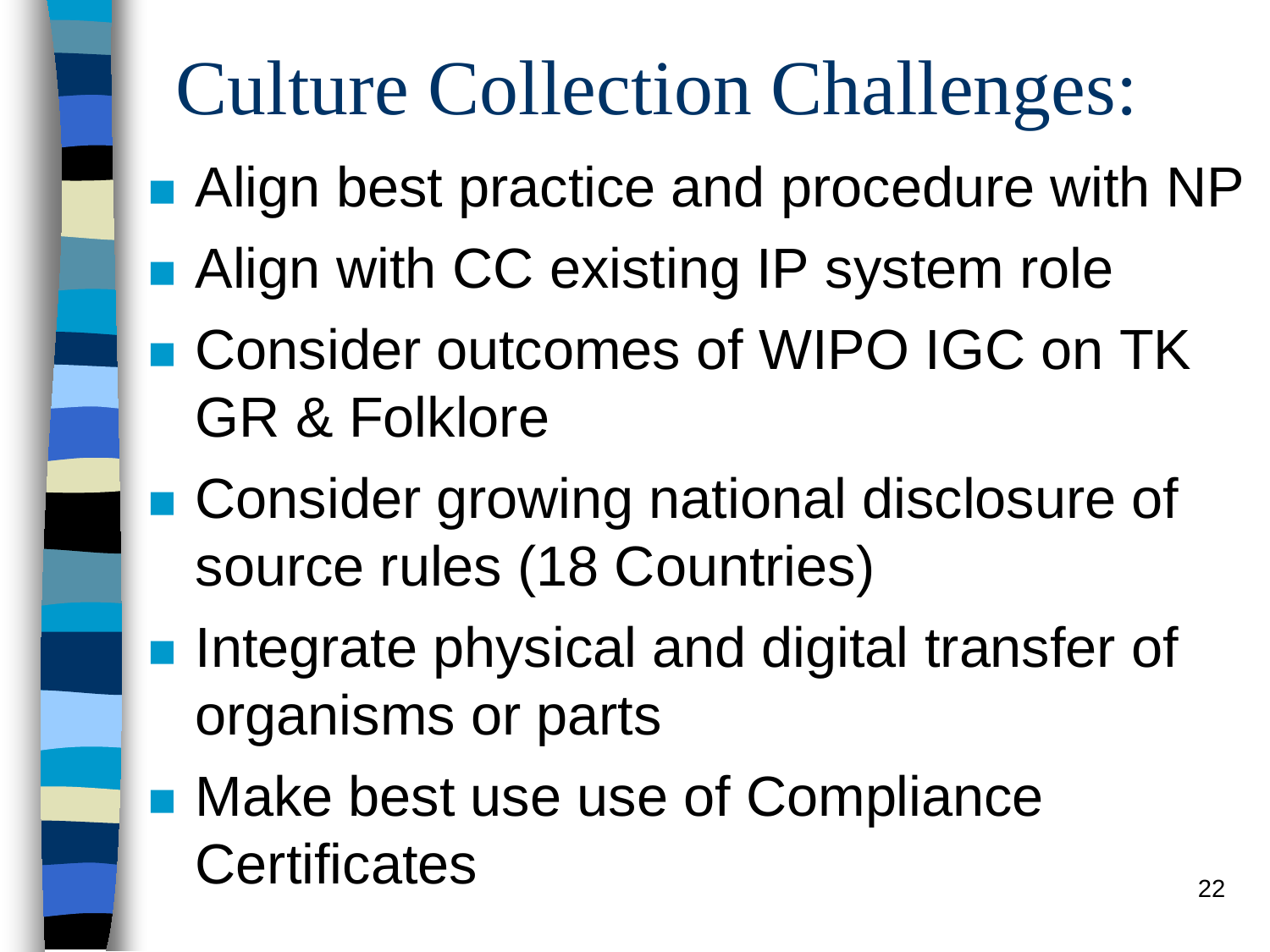# Culture Collection Challenges:

- Align best practice and procedure with NP
- Align with CC existing IP system role
- Consider outcomes of WIPO IGC on TK GR & Folklore
- Consider growing national disclosure of source rules (18 Countries)
- Integrate physical and digital transfer of organisms or parts
- Make best use use of Compliance Certificates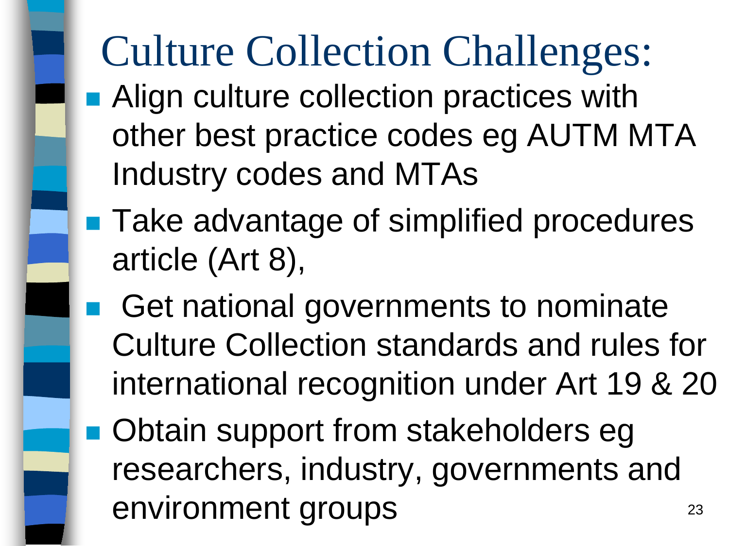# Culture Collection Challenges:

- Align culture collection practices with other best practice codes eg AUTM MTA Industry codes and MTAs
- Take advantage of simplified procedures article (Art 8),
- Get national governments to nominate Culture Collection standards and rules for international recognition under Art 19 & 20
- Obtain support from stakeholders eg researchers, industry, governments and environment groups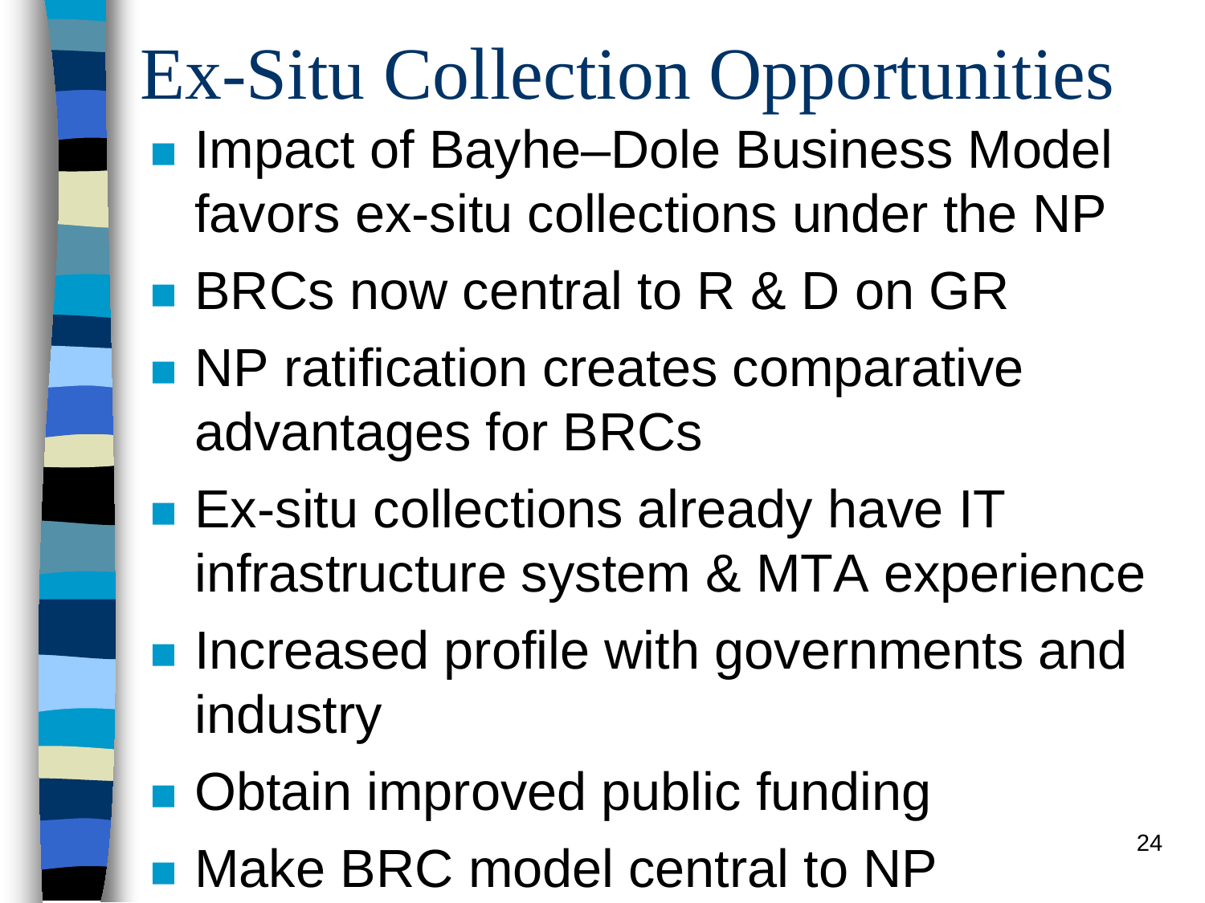# Ex-Situ Collection Opportunities

- Impact of Bayhe–Dole Business Model favors ex-situ collections under the NP
- BRCs now central to R & D on GR
- NP ratification creates comparative advantages for BRCs
- Ex-situ collections already have IT infrastructure system & MTA experience
- Increased profile with governments and industry
- Obtain improved public funding
- Make BRC model central to NP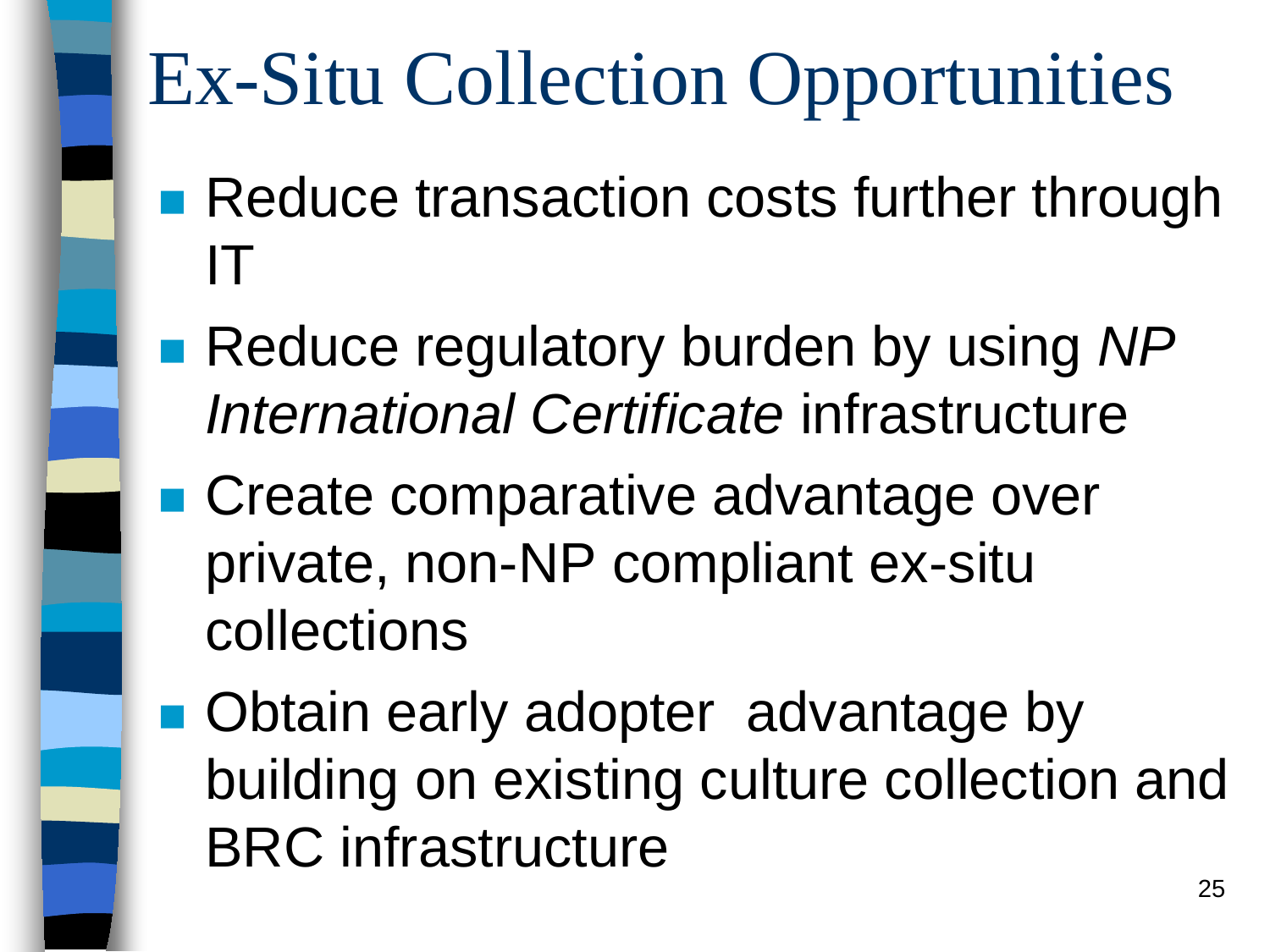# Ex-Situ Collection Opportunities

- Reduce transaction costs further through IT
- Reduce regulatory burden by using *NP International Certificate* infrastructure
- Create comparative advantage over private, non-NP compliant ex-situ collections
- Obtain early adopter advantage by building on existing culture collection and BRC infrastructure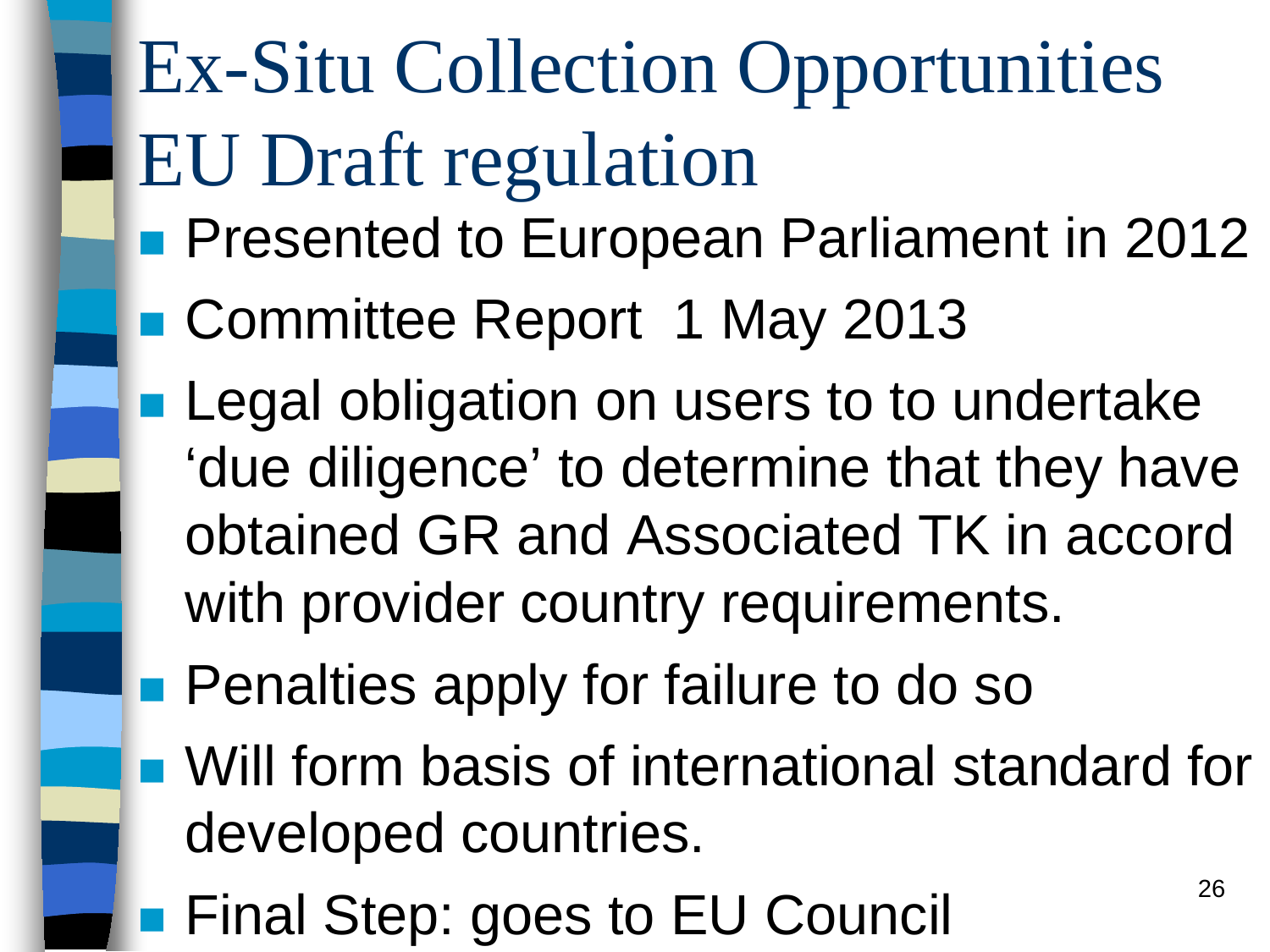# Ex-Situ Collection Opportunities EU Draft regulation

- Presented to European Parliament in 2012
- Committee Report 1 May 2013
- Legal obligation on users to to undertake 'due diligence' to determine that they have obtained GR and Associated TK in accord with provider country requirements.
- Penalties apply for failure to do so
- Will form basis of international standard for developed countries.
- Final Step: goes to EU Council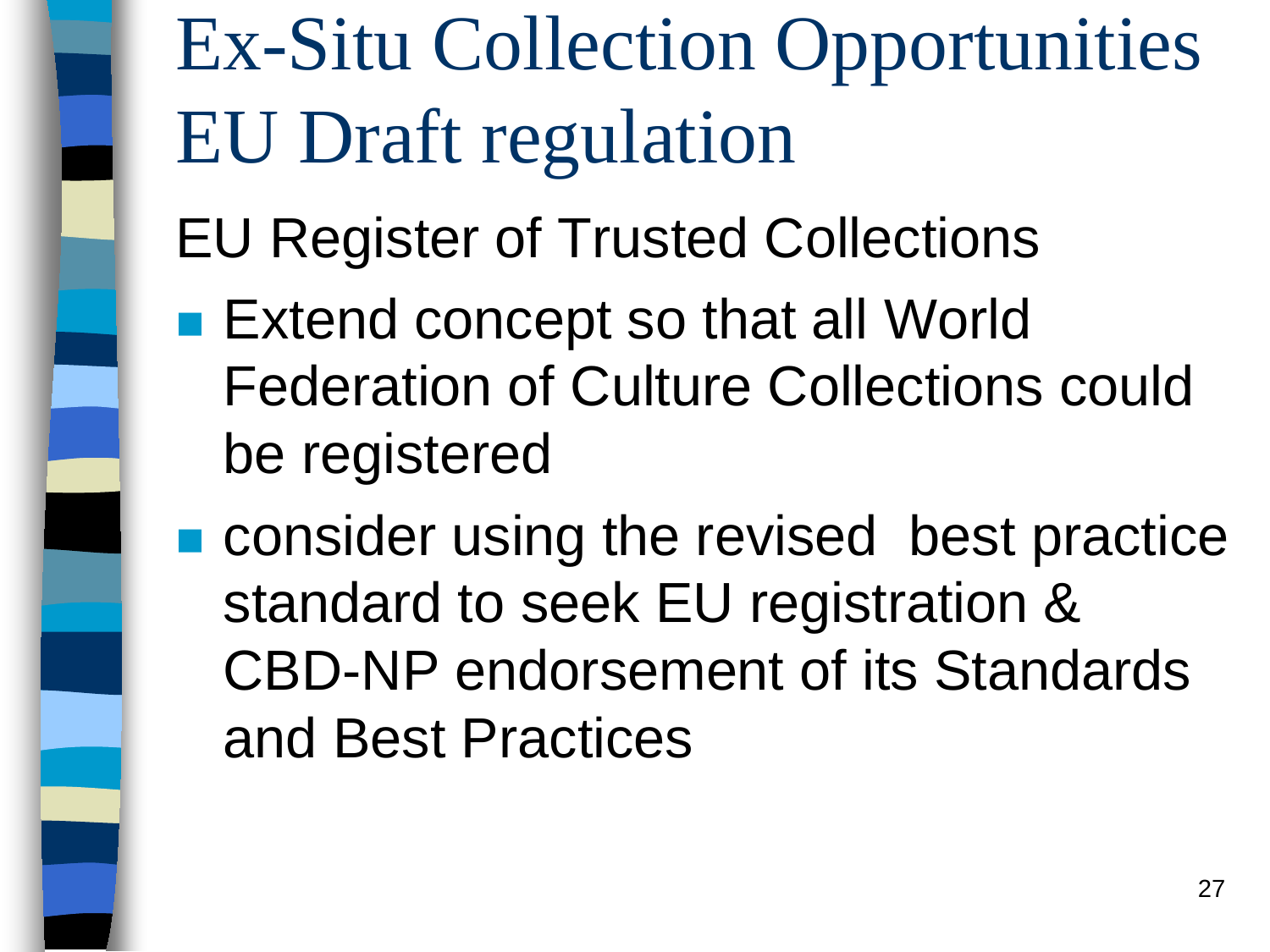# Ex-Situ Collection Opportunities EU Draft regulation

EU Register of Trusted Collections

- Extend concept so that all World Federation of Culture Collections could be registered
- consider using the revised best practice standard to seek EU registration & CBD-NP endorsement of its Standards and Best Practices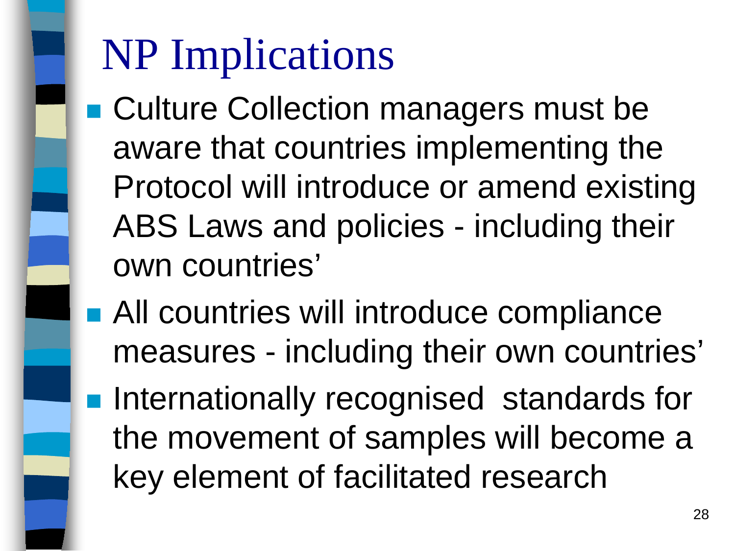# NP Implications

- Culture Collection managers must be aware that countries implementing the Protocol will introduce or amend existing ABS Laws and policies - including their own countries'
- All countries will introduce compliance measures - including their own countries'
- Internationally recognised standards for the movement of samples will become a key element of facilitated research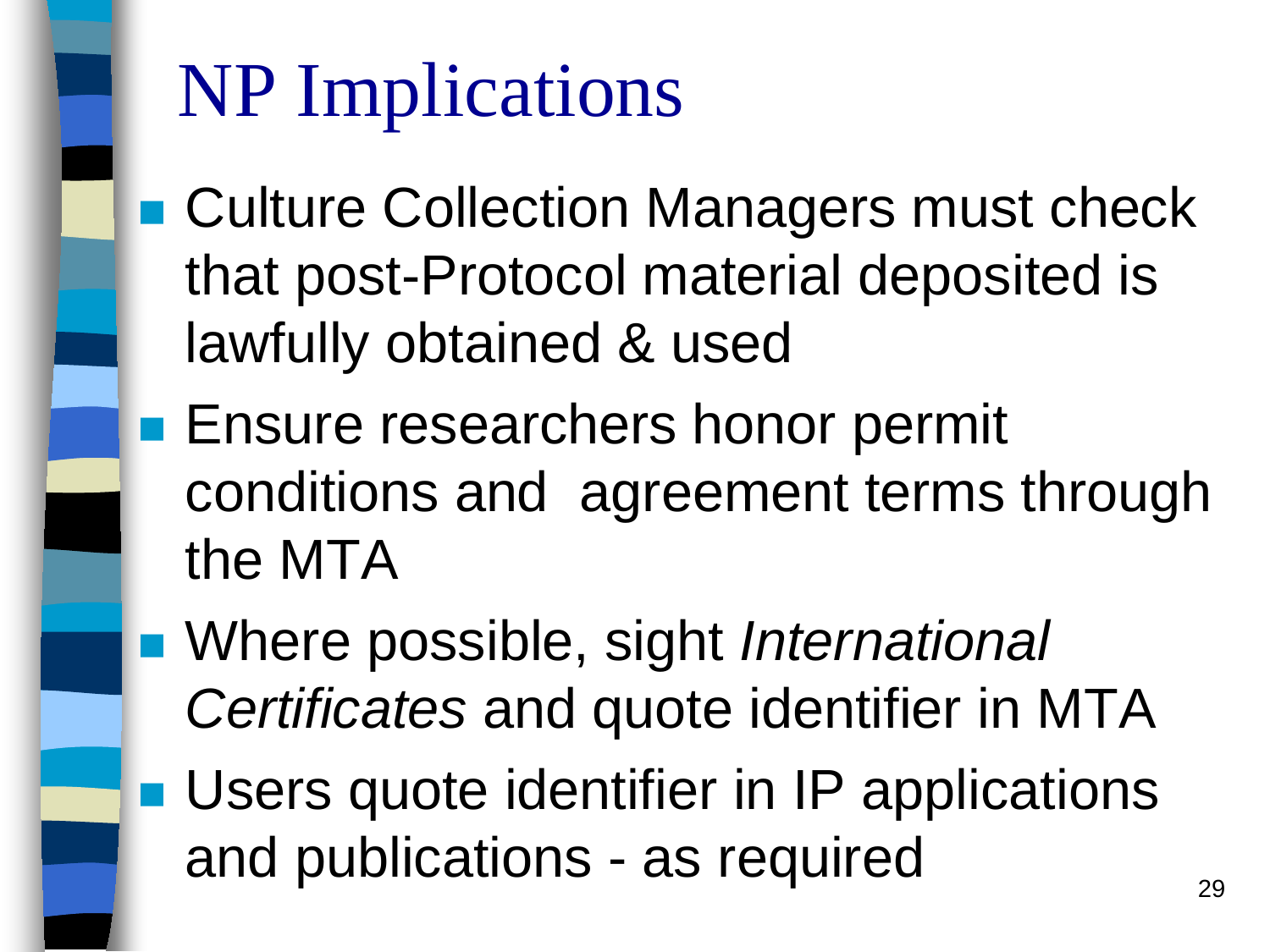# NP Implications

- Culture Collection Managers must check that post-Protocol material deposited is lawfully obtained & used
- Ensure researchers honor permit conditions and agreement terms through the MTA
- Where possible, sight *International Certificates* and quote identifier in MTA
- Users quote identifier in IP applications and publications - as required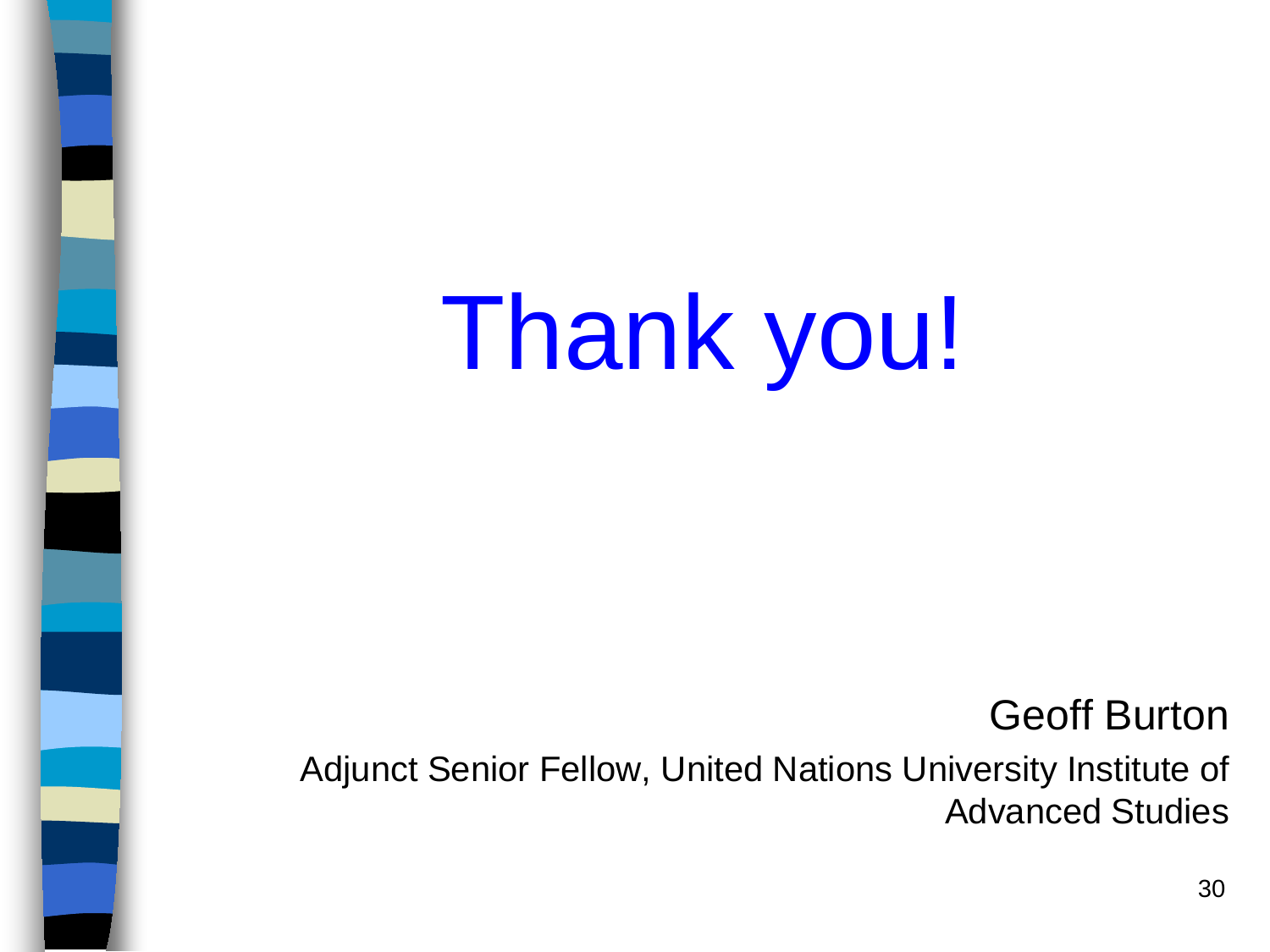# Thank you!

Geoff Burton

Adjunct Senior Fellow, United Nations University Institute of Advanced Studies